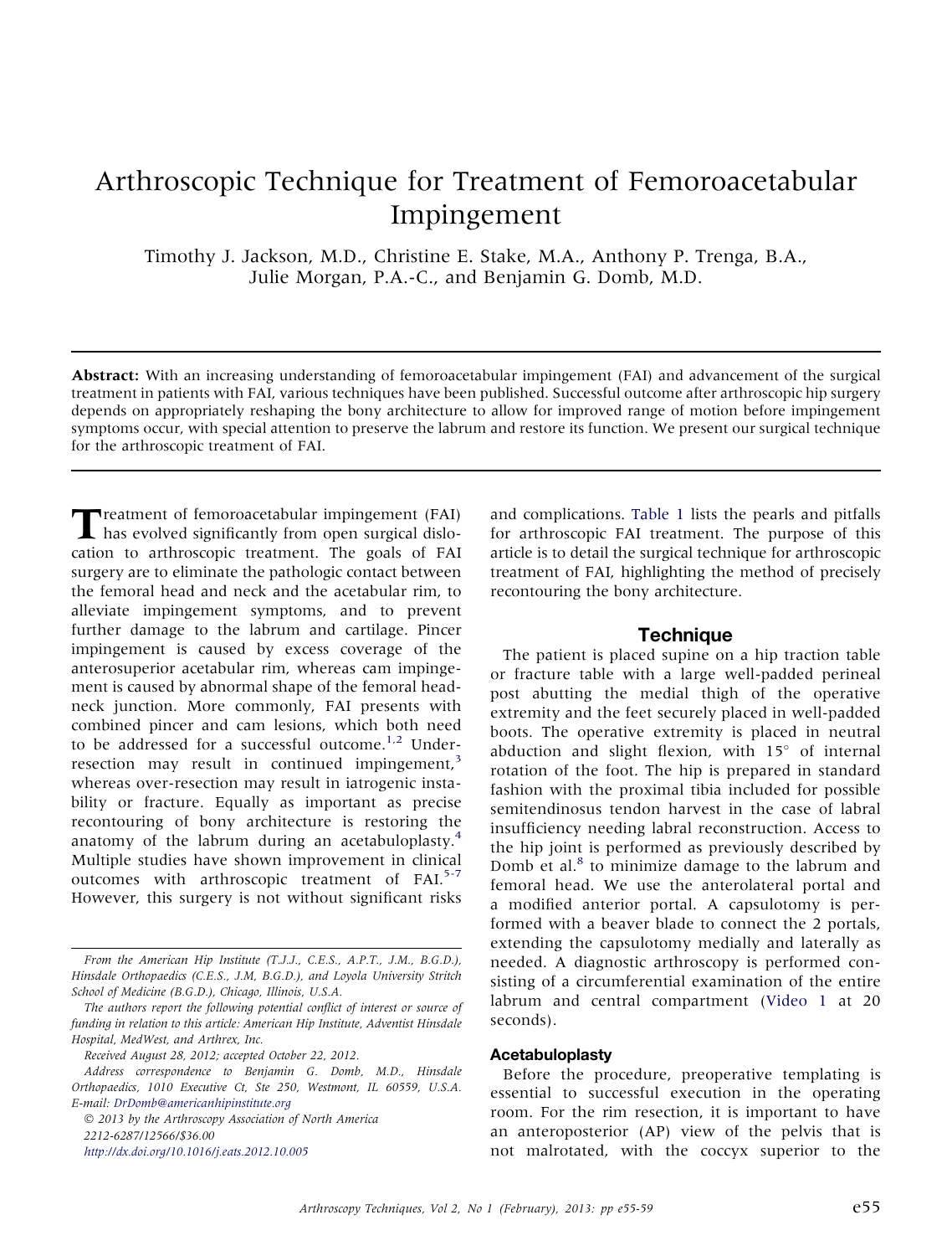# Arthroscopic Technique for Treatment of Femoroacetabular Impingement

Timothy J. Jackson, M.D., Christine E. Stake, M.A., Anthony P. Trenga, B.A., Julie Morgan, P.A.-C., and Benjamin G. Domb, M.D.

**Abstract:** With an increasing understanding of femoroacetabular impingement (FAI) and advancement of the surgical treatment in patients with FAI, various techniques have been published. Successful outcome after arthroscopic hip surgery depends on appropriately reshaping the bony architecture to allow for improved range of motion before impingement symptoms occur, with special attention to preserve the labrum and restore its function. We present our surgical technique for the arthroscopic treatment of FAI.

Treatment of femoroacetabular impingement (FAI) has evolved significantly from open surgical dislocation to arthroscopic treatment. The goals of FAI surgery are to eliminate the pathologic contact between the femoral head and neck and the acetabular rim, to alleviate impingement symptoms, and to prevent further damage to the labrum and cartilage. Pincer impingement is caused by excess coverage of the anterosuperior acetabular rim, whereas cam impingement is caused by abnormal shape of the femoral head-neck junction. More commonly, FAI presents with combined pincer and cam lesions, which both need to be addressed for a successful outcome.[1,2] Under-resection may result in continued impingement,[3] whereas over-resection may result in iatrogenic instability or fracture. Equally as important as precise recontouring of bony architecture is restoring the anatomy of the labrum during an acetabuloplasty.[4] Multiple studies have shown improvement in clinical outcomes with arthroscopic treatment of FAI.[5-7] However, this surgery is not without significant risks and complications. Table 1 lists the pearls and pitfalls for arthroscopic FAI treatment. The purpose of this article is to detail the surgical technique for arthroscopic treatment of FAI, highlighting the method of precisely recontouring the bony architecture.

From the American Hip Institute (T.J.J., C.E.S., A.P.T., J.M., B.G.D.), Hinsdale Orthopaedics (C.E.S., J.M, B.G.D.), and Loyola University Stritch School of Medicine (B.G.D.), Chicago, Illinois, U.S.A.

The authors report the following potential conflict of interest or source of funding in relation to this article: American Hip Institute, Adventist Hinsdale Hospital, MedWest, and Arthrex, Inc.

Received August 28, 2012; accepted October 22, 2012.

Address correspondence to Benjamin G. Domb, M.D., Hinsdale Orthopaedics, 1010 Executive Ct, Ste 250, Westmont, IL 60559, U.S.A. E-mail: DrDomb@americanhipinstitute.org

© 2013 by the Arthroscopy Association of North America

2212-6287/12566/$36.00

http://dx.doi.org/10.1016/j.eats.2012.10.005

## Technique

The patient is placed supine on a hip traction table or fracture table with a large well-padded perineal post abutting the medial thigh of the operative extremity and the feet securely placed in well-padded boots. The operative extremity is placed in neutral abduction and slight flexion, with 15° of internal rotation of the foot. The hip is prepared in standard fashion with the proximal tibia included for possible semitendinosus tendon harvest in the case of labral insufficiency needing labral reconstruction. Access to the hip joint is performed as previously described by Domb et al.[8] to minimize damage to the labrum and femoral head. We use the anterolateral portal and a modified anterior portal. A capsulotomy is performed with a beaver blade to connect the 2 portals, extending the capsulotomy medially and laterally as needed. A diagnostic arthroscopy is performed consisting of a circumferential examination of the entire labrum and central compartment (Video 1 at 20 seconds).

### Acetabuloplasty

Before the procedure, preoperative templating is essential to successful execution in the operating room. For the rim resection, it is important to have an anteroposterior (AP) view of the pelvis that is not malrotated, with the coccyx superior to the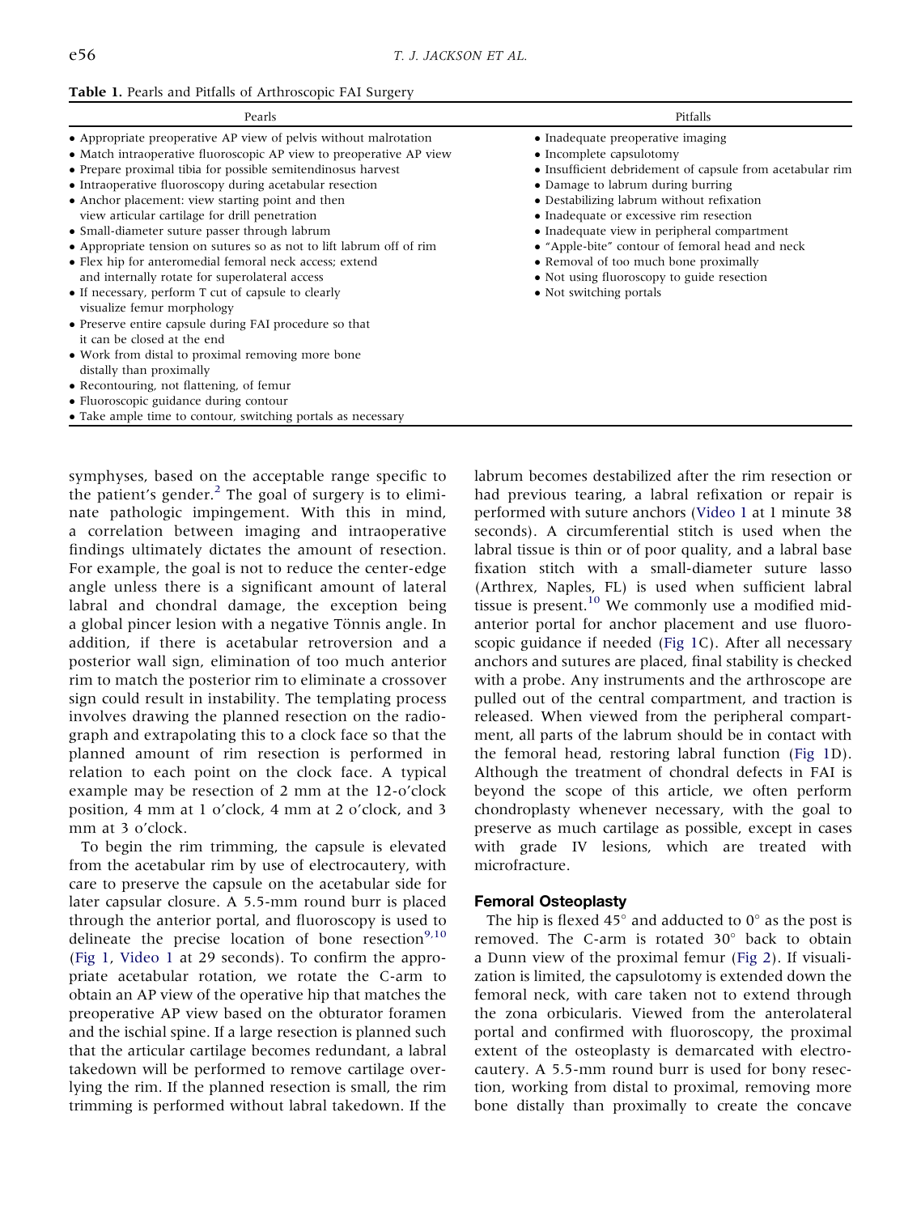**Table 1.** Pearls and Pitfalls of Arthroscopic FAI Surgery

| Pearls | Pitfalls |
| --- | --- |
| • Appropriate preoperative AP view of pelvis without malrotation | • Inadequate preoperative imaging |
| • Match intraoperative fluoroscopic AP view to preoperative AP view | • Incomplete capsulotomy |
| • Prepare proximal tibia for possible semitendinosus harvest | • Insufficient debridement of capsule from acetabular rim |
| • Intraoperative fluoroscopy during acetabular resection | • Damage to labrum during burring |
| • Anchor placement: view starting point and then view articular cartilage for drill penetration | • Destabilizing labrum without refixation |
| • Small-diameter suture passer through labrum | • Inadequate or excessive rim resection |
| • Appropriate tension on sutures so as not to lift labrum off of rim | • Inadequate view in peripheral compartment |
| • Flex hip for anteromedial femoral neck access; extend and internally rotate for superolateral access | • "Apple-bite" contour of femoral head and neck |
| • If necessary, perform T cut of capsule to clearly visualize femur morphology | • Removal of too much bone proximally |
| • Preserve entire capsule during FAI procedure so that it can be closed at the end | • Not using fluoroscopy to guide resection |
| • Work from distal to proximal removing more bone distally than proximally | • Not switching portals |
| • Recontouring, not flattening, of femur | |
| • Fluoroscopic guidance during contour | |
| • Take ample time to contour, switching portals as necessary | |

symphyses, based on the acceptable range specific to the patient's gender.[2] The goal of surgery is to eliminate pathologic impingement. With this in mind, a correlation between imaging and intraoperative findings ultimately dictates the amount of resection. For example, the goal is not to reduce the center-edge angle unless there is a significant amount of lateral labral and chondral damage, the exception being a global pincer lesion with a negative Tönnis angle. In addition, if there is acetabular retroversion and a posterior wall sign, elimination of too much anterior rim to match the posterior rim to eliminate a crossover sign could result in instability. The templating process involves drawing the planned resection on the radiograph and extrapolating this to a clock face so that the planned amount of rim resection is performed in relation to each point on the clock face. A typical example may be resection of 2 mm at the 12-o'clock position, 4 mm at 1 o'clock, 4 mm at 2 o'clock, and 3 mm at 3 o'clock.

To begin the rim trimming, the capsule is elevated from the acetabular rim by use of electrocautery, with care to preserve the capsule on the acetabular side for later capsular closure. A 5.5-mm round burr is placed through the anterior portal, and fluoroscopy is used to delineate the precise location of bone resection[9,10] (Fig 1, Video 1 at 29 seconds). To confirm the appropriate acetabular rotation, we rotate the C-arm to obtain an AP view of the operative hip that matches the preoperative AP view based on the obturator foramen and the ischial spine. If a large resection is planned such that the articular cartilage becomes redundant, a labral takedown will be performed to remove cartilage overlying the rim. If the planned resection is small, the rim trimming is performed without labral takedown. If the labrum becomes destabilized after the rim resection or had previous tearing, a labral refixation or repair is performed with suture anchors (Video 1 at 1 minute 38 seconds). A circumferential stitch is used when the labral tissue is thin or of poor quality, and a labral base fixation stitch with a small-diameter suture lasso (Arthrex, Naples, FL) is used when sufficient labral tissue is present.[10] We commonly use a modified mid-anterior portal for anchor placement and use fluoroscopic guidance if needed (Fig 1C). After all necessary anchors and sutures are placed, final stability is checked with a probe. Any instruments and the arthroscope are pulled out of the central compartment, and traction is released. When viewed from the peripheral compartment, all parts of the labrum should be in contact with the femoral head, restoring labral function (Fig 1D). Although the treatment of chondral defects in FAI is beyond the scope of this article, we often perform chondroplasty whenever necessary, with the goal to preserve as much cartilage as possible, except in cases with grade IV lesions, which are treated with microfracture.

### Femoral Osteoplasty

The hip is flexed 45° and adducted to 0° as the post is removed. The C-arm is rotated 30° back to obtain a Dunn view of the proximal femur (Fig 2). If visualization is limited, the capsulotomy is extended down the femoral neck, with care taken not to extend through the zona orbicularis. Viewed from the anterolateral portal and confirmed with fluoroscopy, the proximal extent of the osteoplasty is demarcated with electrocautery. A 5.5-mm round burr is used for bony resection, working from distal to proximal, removing more bone distally than proximally to create the concave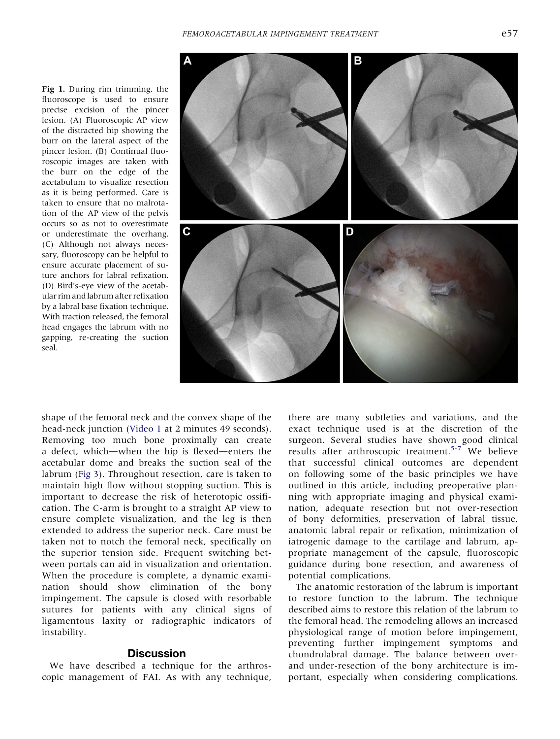Fig 1. During rim trimming, the fluoroscope is used to ensure precise excision of the pincer lesion. (A) Fluoroscopic AP view of the distracted hip showing the burr on the lateral aspect of the pincer lesion. (B) Continual fluoroscopic images are taken with the burr on the edge of the acetabulum to visualize resection as it is being performed. Care is taken to ensure that no malrotation of the AP view of the pelvis occurs so as not to overestimate or underestimate the overhang. (C) Although not always necessary, fluoroscopy can be helpful to ensure accurate placement of suture anchors for labral refixation. (D) Bird's-eye view of the acetabular rim and labrum after refixation by a labral base fixation technique. With traction released, the femoral head engages the labrum with no gapping, re-creating the suction seal.

shape of the femoral neck and the convex shape of the head-neck junction (Video 1 at 2 minutes 49 seconds). Removing too much bone proximally can create a defect, which—when the hip is flexed—enters the acetabular dome and breaks the suction seal of the labrum (Fig 3). Throughout resection, care is taken to maintain high flow without stopping suction. This is important to decrease the risk of heterotopic ossification. The C-arm is brought to a straight AP view to ensure complete visualization, and the leg is then extended to address the superior neck. Care must be taken not to notch the femoral neck, specifically on the superior tension side. Frequent switching between portals can aid in visualization and orientation. When the procedure is complete, a dynamic examination should show elimination of the bony impingement. The capsule is closed with resorbable sutures for patients with any clinical signs of ligamentous laxity or radiographic indicators of instability.

## Discussion

We have described a technique for the arthroscopic management of FAI. As with any technique, there are many subtleties and variations, and the exact technique used is at the discretion of the surgeon. Several studies have shown good clinical results after arthroscopic treatment.[5-7] We believe that successful clinical outcomes are dependent on following some of the basic principles we have outlined in this article, including preoperative planning with appropriate imaging and physical examination, adequate resection but not over-resection of bony deformities, preservation of labral tissue, anatomic labral repair or refixation, minimization of iatrogenic damage to the cartilage and labrum, appropriate management of the capsule, fluoroscopic guidance during bone resection, and awareness of potential complications.

The anatomic restoration of the labrum is important to restore function to the labrum. The technique described aims to restore this relation of the labrum to the femoral head. The remodeling allows an increased physiological range of motion before impingement, preventing further impingement symptoms and chondrolabral damage. The balance between over- and under-resection of the bony architecture is important, especially when considering complications.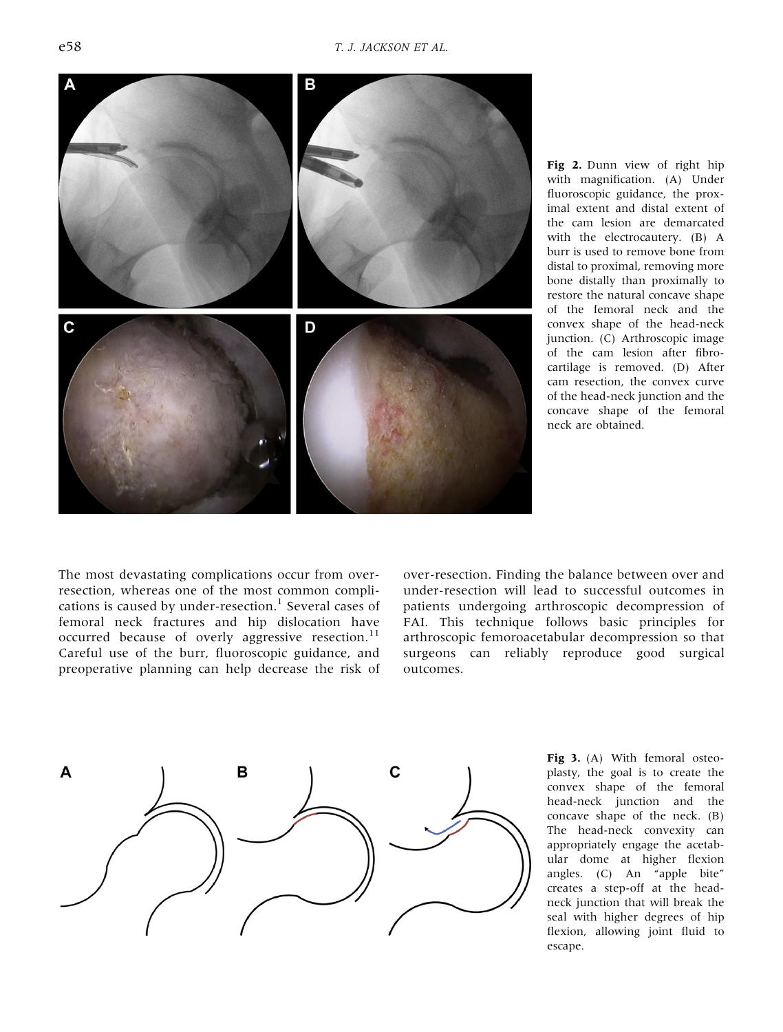**Fig 2.** Dunn view of right hip with magnification. (A) Under fluoroscopic guidance, the proximal extent and distal extent of the cam lesion are demarcated with the electrocautery. (B) A burr is used to remove bone from distal to proximal, removing more bone distally than proximally to restore the natural concave shape of the femoral neck and the convex shape of the head-neck junction. (C) Arthroscopic image of the cam lesion after fibrocartilage is removed. (D) After cam resection, the convex curve of the head-neck junction and the concave shape of the femoral neck are obtained.

The most devastating complications occur from over-resection, whereas one of the most common complications is caused by under-resection.[1] Several cases of femoral neck fractures and hip dislocation have occurred because of overly aggressive resection.[11] Careful use of the burr, fluoroscopic guidance, and preoperative planning can help decrease the risk of over-resection. Finding the balance between over and under-resection will lead to successful outcomes in patients undergoing arthroscopic decompression of FAI. This technique follows basic principles for arthroscopic femoroacetabular decompression so that surgeons can reliably reproduce good surgical outcomes.

**Fig 3.** (A) With femoral osteoplasty, the goal is to create the convex shape of the femoral head-neck junction and the concave shape of the neck. (B) The head-neck convexity can appropriately engage the acetabular dome at higher flexion angles. (C) An "apple bite" creates a step-off at the head-neck junction that will break the seal with higher degrees of hip flexion, allowing joint fluid to escape.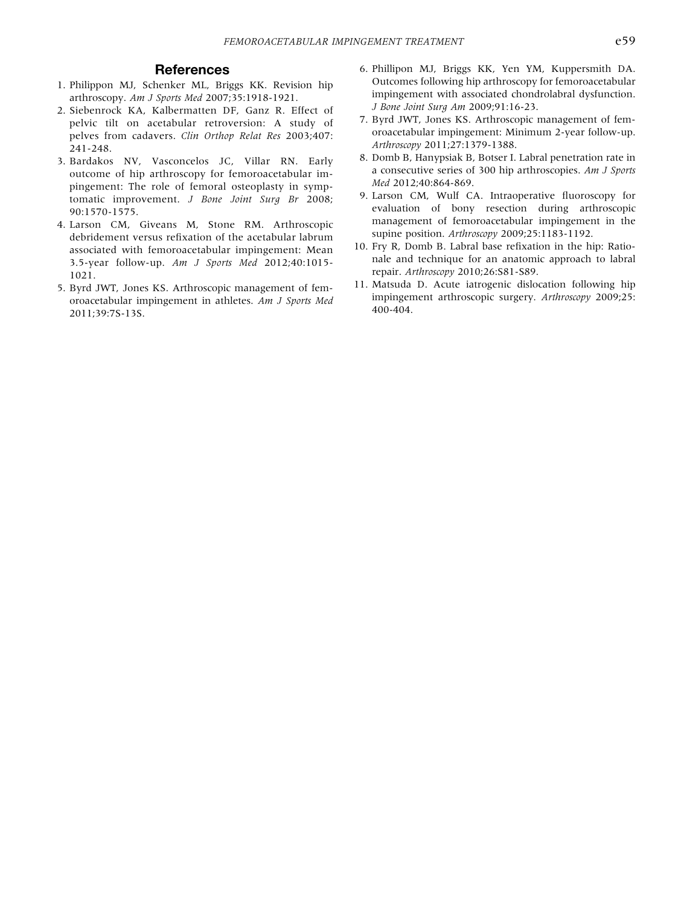## References

1. Philippon MJ, Schenker ML, Briggs KK. Revision hip arthroscopy. *Am J Sports Med* 2007;35:1918-1921.
2. Siebenrock KA, Kalbermatten DF, Ganz R. Effect of pelvic tilt on acetabular retroversion: A study of pelves from cadavers. *Clin Orthop Relat Res* 2003;407: 241-248.
3. Bardakos NV, Vasconcelos JC, Villar RN. Early outcome of hip arthroscopy for femoroacetabular impingement: The role of femoral osteoplasty in symptomatic improvement. *J Bone Joint Surg Br* 2008; 90:1570-1575.
4. Larson CM, Giveans M, Stone RM. Arthroscopic debridement versus refixation of the acetabular labrum associated with femoroacetabular impingement: Mean 3.5-year follow-up. *Am J Sports Med* 2012;40:1015-1021.
5. Byrd JWT, Jones KS. Arthroscopic management of femoroacetabular impingement in athletes. *Am J Sports Med* 2011;39:7S-13S.
6. Phillipon MJ, Briggs KK, Yen YM, Kuppersmith DA. Outcomes following hip arthroscopy for femoroacetabular impingement with associated chondrolabral dysfunction. *J Bone Joint Surg Am* 2009;91:16-23.
7. Byrd JWT, Jones KS. Arthroscopic management of femoroacetabular impingement: Minimum 2-year follow-up. *Arthroscopy* 2011;27:1379-1388.
8. Domb B, Hanypsiak B, Botser I. Labral penetration rate in a consecutive series of 300 hip arthroscopies. *Am J Sports Med* 2012;40:864-869.
9. Larson CM, Wulf CA. Intraoperative fluoroscopy for evaluation of bony resection during arthroscopic management of femoroacetabular impingement in the supine position. *Arthroscopy* 2009;25:1183-1192.
10. Fry R, Domb B. Labral base refixation in the hip: Rationale and technique for an anatomic approach to labral repair. *Arthroscopy* 2010;26:S81-S89.
11. Matsuda D. Acute iatrogenic dislocation following hip impingement arthroscopic surgery. *Arthroscopy* 2009;25: 400-404.